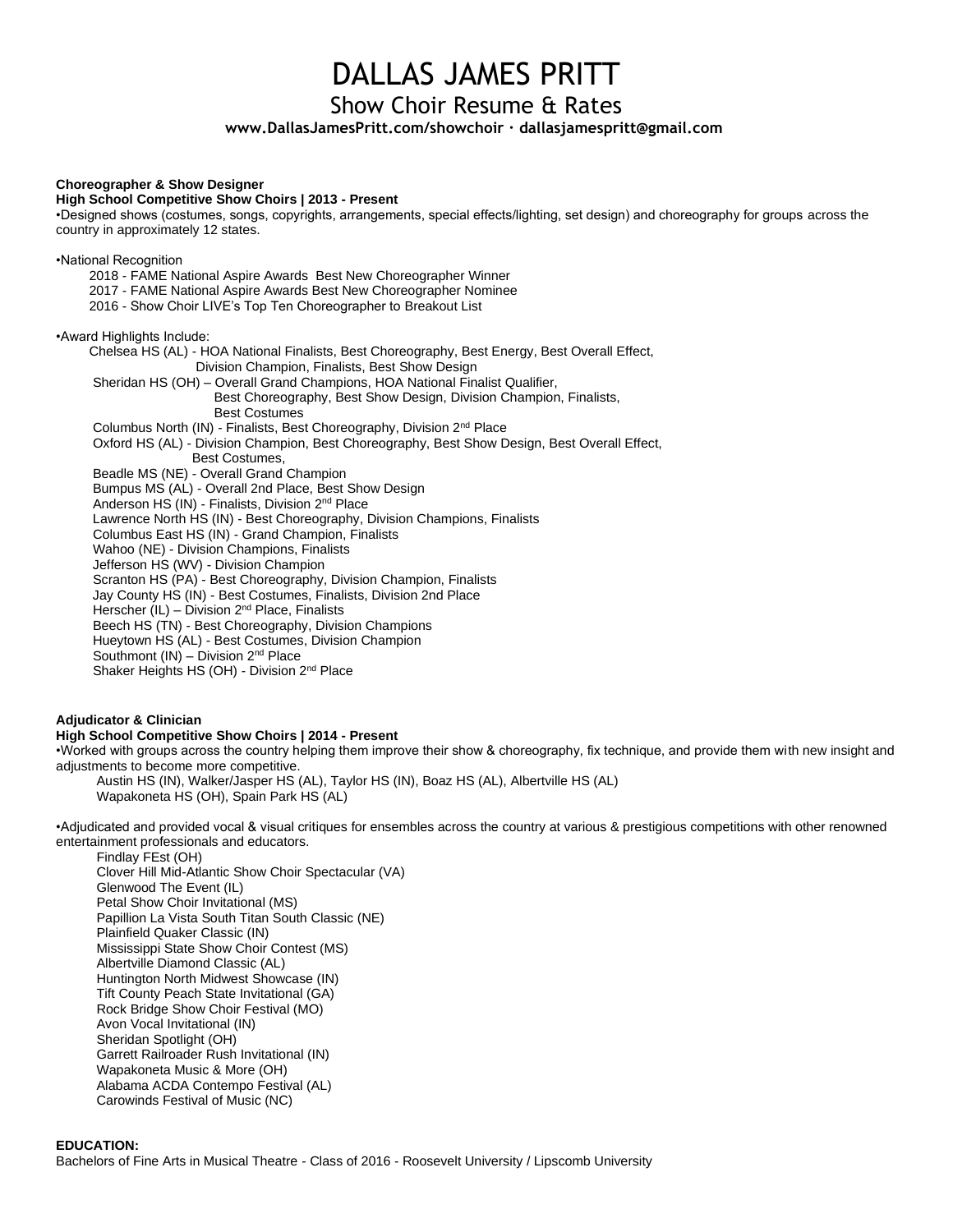# DALLAS JAMES PRITT

## Show Choir Resume & Rates

**www.DallasJamesPritt.com/showchoir · dallasjamespritt@gmail.com**

**Choreographer & Show Designer**
**High School Competitive Show Choirs | 2013 - Present**

•Designed shows (costumes, songs, copyrights, arrangements, special effects/lighting, set design) and choreography for groups across the country in approximately 12 states.

•National Recognition

- 2018 - FAME National Aspire Awards Best New Choreographer Winner
- 2017 - FAME National Aspire Awards Best New Choreographer Nominee
- 2016 - Show Choir LIVE's Top Ten Choreographer to Breakout List

•Award Highlights Include:

- Chelsea HS (AL) - HOA National Finalists, Best Choreography, Best Energy, Best Overall Effect, Division Champion, Finalists, Best Show Design
- Sheridan HS (OH) – Overall Grand Champions, HOA National Finalist Qualifier, Best Choreography, Best Show Design, Division Champion, Finalists, Best Costumes
- Columbus North (IN) - Finalists, Best Choreography, Division 2nd Place
- Oxford HS (AL) - Division Champion, Best Choreography, Best Show Design, Best Overall Effect, Best Costumes,
- Beadle MS (NE) - Overall Grand Champion
- Bumpus MS (AL) - Overall 2nd Place, Best Show Design
- Anderson HS (IN) - Finalists, Division 2nd Place
- Lawrence North HS (IN) - Best Choreography, Division Champions, Finalists
- Columbus East HS (IN) - Grand Champion, Finalists
- Wahoo (NE) - Division Champions, Finalists
- Jefferson HS (WV) - Division Champion
- Scranton HS (PA) - Best Choreography, Division Champion, Finalists
- Jay County HS (IN) - Best Costumes, Finalists, Division 2nd Place
- Herscher (IL) – Division 2nd Place, Finalists
- Beech HS (TN) - Best Choreography, Division Champions
- Hueytown HS (AL) - Best Costumes, Division Champion
- Southmont (IN) – Division 2nd Place
- Shaker Heights HS (OH) - Division 2nd Place

**Adjudicator & Clinician**
**High School Competitive Show Choirs | 2014 - Present**

•Worked with groups across the country helping them improve their show & choreography, fix technique, and provide them with new insight and adjustments to become more competitive.

Austin HS (IN), Walker/Jasper HS (AL), Taylor HS (IN), Boaz HS (AL), Albertville HS (AL)
Wapakoneta HS (OH), Spain Park HS (AL)

•Adjudicated and provided vocal & visual critiques for ensembles across the country at various & prestigious competitions with other renowned entertainment professionals and educators.

- Findlay FEst (OH)
- Clover Hill Mid-Atlantic Show Choir Spectacular (VA)
- Glenwood The Event (IL)
- Petal Show Choir Invitational (MS)
- Papillion La Vista South Titan South Classic (NE)
- Plainfield Quaker Classic (IN)
- Mississippi State Show Choir Contest (MS)
- Albertville Diamond Classic (AL)
- Huntington North Midwest Showcase (IN)
- Tift County Peach State Invitational (GA)
- Rock Bridge Show Choir Festival (MO)
- Avon Vocal Invitational (IN)
- Sheridan Spotlight (OH)
- Garrett Railroader Rush Invitational (IN)
- Wapakoneta Music & More (OH)
- Alabama ACDA Contempo Festival (AL)
- Carowinds Festival of Music (NC)

**EDUCATION:**

Bachelors of Fine Arts in Musical Theatre - Class of 2016 - Roosevelt University / Lipscomb University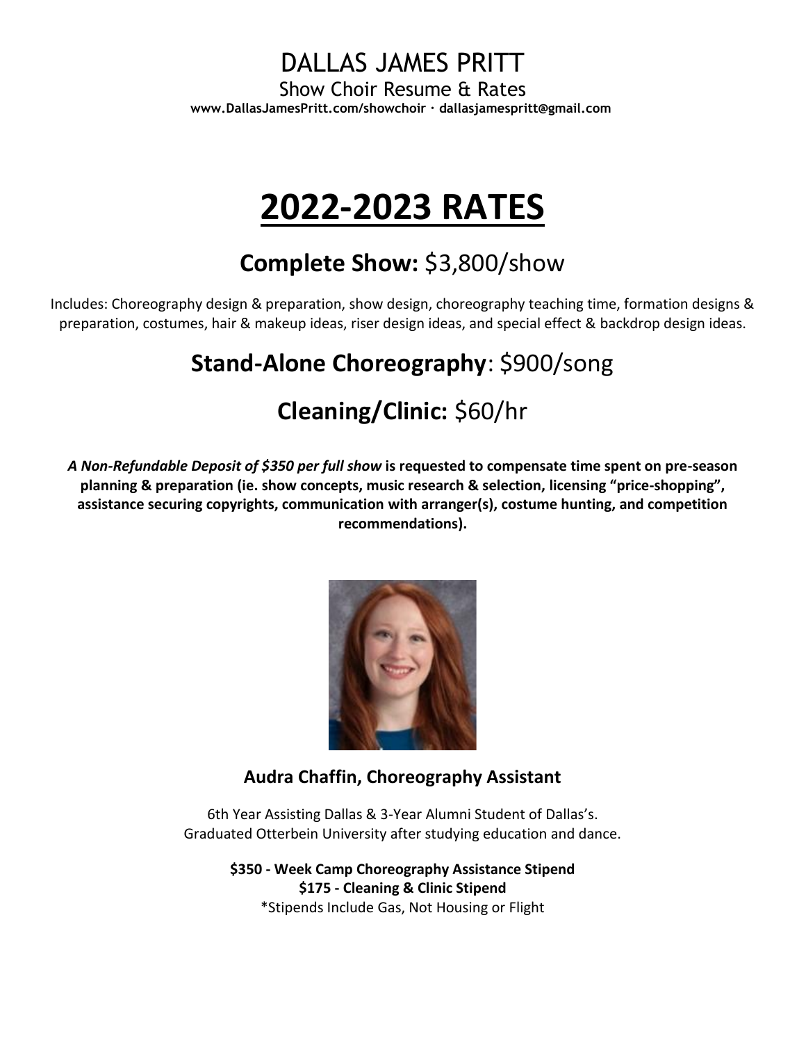# DALLAS JAMES PRITT

Show Choir Resume & Rates

**www.DallasJamesPritt.com/showchoir · dallasjamespritt@gmail.com**

# 2022-2023 RATES

## **Complete Show:** $3,800/show

Includes: Choreography design & preparation, show design, choreography teaching time, formation designs & preparation, costumes, hair & makeup ideas, riser design ideas, and special effect & backdrop design ideas.

## **Stand-Alone Choreography**: $900/song

## **Cleaning/Clinic:** $60/hr

***A Non-Refundable Deposit of $350 per full show*** **is requested to compensate time spent on pre-season planning & preparation (ie. show concepts, music research & selection, licensing "price-shopping", assistance securing copyrights, communication with arranger(s), costume hunting, and competition recommendations).**

### Audra Chaffin, Choreography Assistant

6th Year Assisting Dallas & 3-Year Alumni Student of Dallas's.
Graduated Otterbein University after studying education and dance.

**$350 - Week Camp Choreography Assistance Stipend**
**$175 - Cleaning & Clinic Stipend**
*Stipends Include Gas, Not Housing or Flight